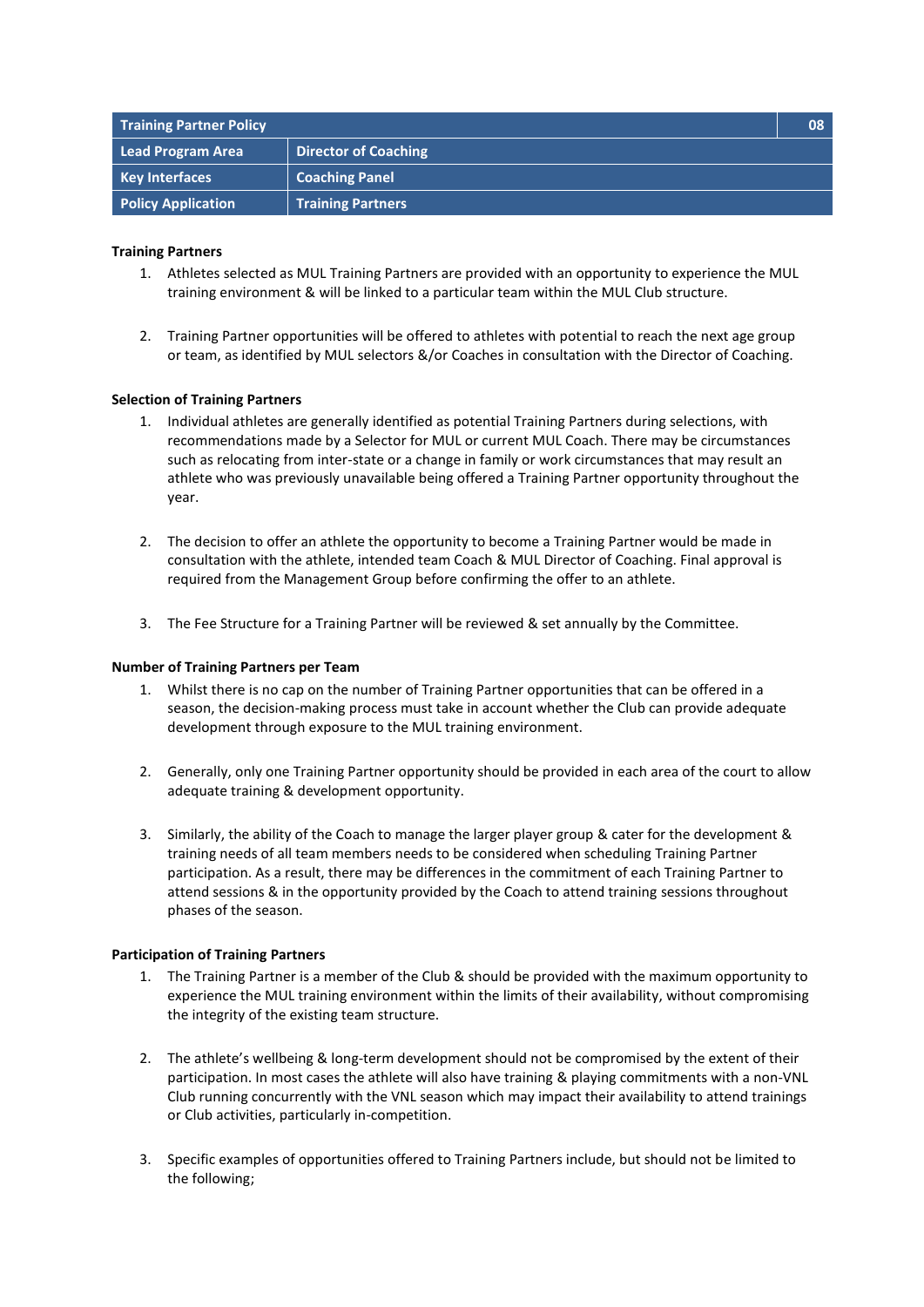| Training Partner Policy | | 08 |
|---|---|---|
| Lead Program Area | Director of Coaching | |
| Key Interfaces | Coaching Panel | |
| Policy Application | Training Partners | |

**Training Partners**

1. Athletes selected as MUL Training Partners are provided with an opportunity to experience the MUL training environment & will be linked to a particular team within the MUL Club structure.

2. Training Partner opportunities will be offered to athletes with potential to reach the next age group or team, as identified by MUL selectors &/or Coaches in consultation with the Director of Coaching.

**Selection of Training Partners**

1. Individual athletes are generally identified as potential Training Partners during selections, with recommendations made by a Selector for MUL or current MUL Coach. There may be circumstances such as relocating from inter-state or a change in family or work circumstances that may result an athlete who was previously unavailable being offered a Training Partner opportunity throughout the year.

2. The decision to offer an athlete the opportunity to become a Training Partner would be made in consultation with the athlete, intended team Coach & MUL Director of Coaching. Final approval is required from the Management Group before confirming the offer to an athlete.

3. The Fee Structure for a Training Partner will be reviewed & set annually by the Committee.

**Number of Training Partners per Team**

1. Whilst there is no cap on the number of Training Partner opportunities that can be offered in a season, the decision-making process must take in account whether the Club can provide adequate development through exposure to the MUL training environment.

2. Generally, only one Training Partner opportunity should be provided in each area of the court to allow adequate training & development opportunity.

3. Similarly, the ability of the Coach to manage the larger player group & cater for the development & training needs of all team members needs to be considered when scheduling Training Partner participation. As a result, there may be differences in the commitment of each Training Partner to attend sessions & in the opportunity provided by the Coach to attend training sessions throughout phases of the season.

**Participation of Training Partners**

1. The Training Partner is a member of the Club & should be provided with the maximum opportunity to experience the MUL training environment within the limits of their availability, without compromising the integrity of the existing team structure.

2. The athlete's wellbeing & long-term development should not be compromised by the extent of their participation. In most cases the athlete will also have training & playing commitments with a non-VNL Club running concurrently with the VNL season which may impact their availability to attend trainings or Club activities, particularly in-competition.

3. Specific examples of opportunities offered to Training Partners include, but should not be limited to the following;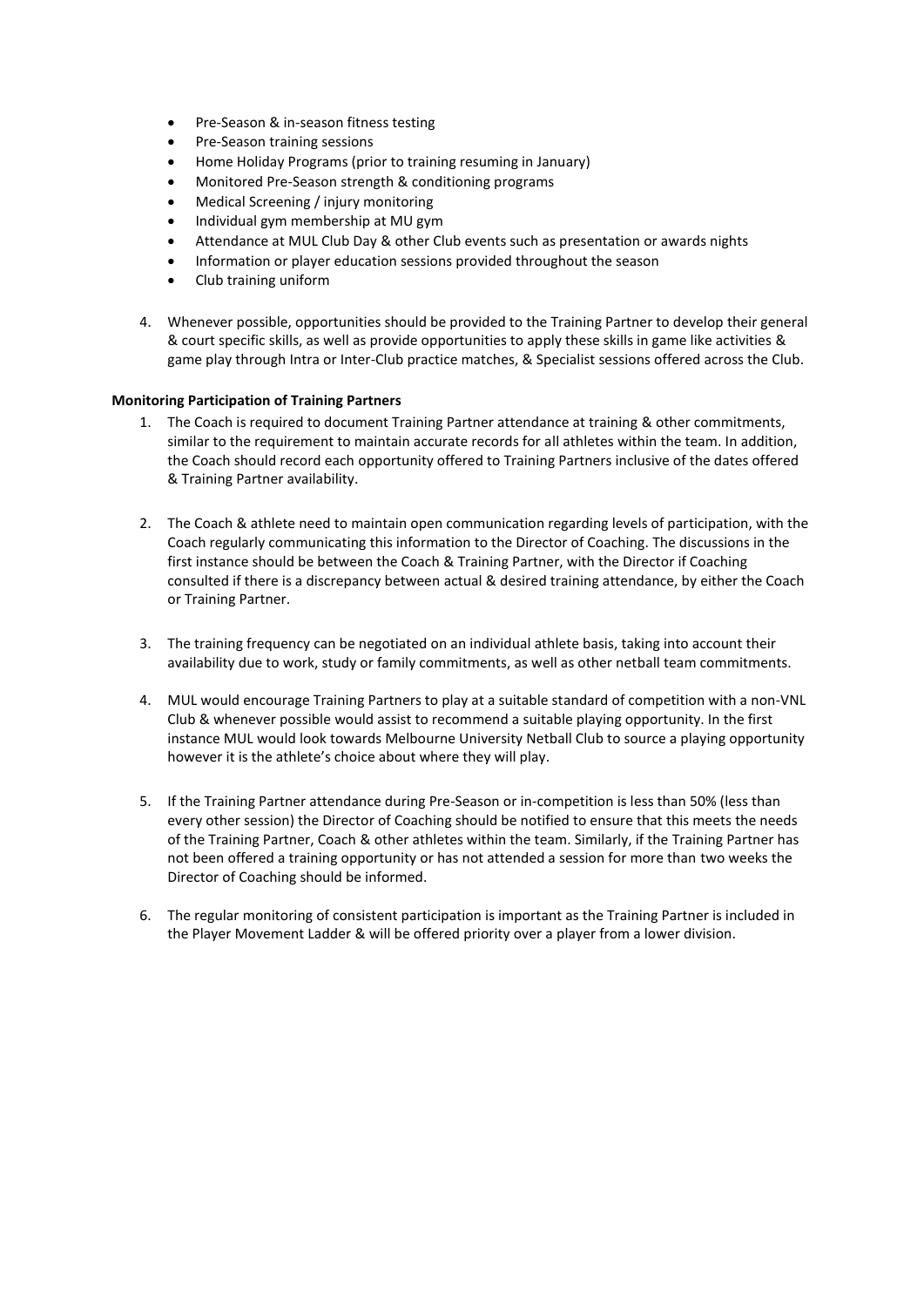- Pre-Season & in-season fitness testing
- Pre-Season training sessions
- Home Holiday Programs (prior to training resuming in January)
- Monitored Pre-Season strength & conditioning programs
- Medical Screening / injury monitoring
- Individual gym membership at MU gym
- Attendance at MUL Club Day & other Club events such as presentation or awards nights
- Information or player education sessions provided throughout the season
- Club training uniform

4. Whenever possible, opportunities should be provided to the Training Partner to develop their general & court specific skills, as well as provide opportunities to apply these skills in game like activities & game play through Intra or Inter-Club practice matches, & Specialist sessions offered across the Club.

**Monitoring Participation of Training Partners**

1. The Coach is required to document Training Partner attendance at training & other commitments, similar to the requirement to maintain accurate records for all athletes within the team. In addition, the Coach should record each opportunity offered to Training Partners inclusive of the dates offered & Training Partner availability.

2. The Coach & athlete need to maintain open communication regarding levels of participation, with the Coach regularly communicating this information to the Director of Coaching. The discussions in the first instance should be between the Coach & Training Partner, with the Director if Coaching consulted if there is a discrepancy between actual & desired training attendance, by either the Coach or Training Partner.

3. The training frequency can be negotiated on an individual athlete basis, taking into account their availability due to work, study or family commitments, as well as other netball team commitments.

4. MUL would encourage Training Partners to play at a suitable standard of competition with a non-VNL Club & whenever possible would assist to recommend a suitable playing opportunity. In the first instance MUL would look towards Melbourne University Netball Club to source a playing opportunity however it is the athlete's choice about where they will play.

5. If the Training Partner attendance during Pre-Season or in-competition is less than 50% (less than every other session) the Director of Coaching should be notified to ensure that this meets the needs of the Training Partner, Coach & other athletes within the team. Similarly, if the Training Partner has not been offered a training opportunity or has not attended a session for more than two weeks the Director of Coaching should be informed.

6. The regular monitoring of consistent participation is important as the Training Partner is included in the Player Movement Ladder & will be offered priority over a player from a lower division.